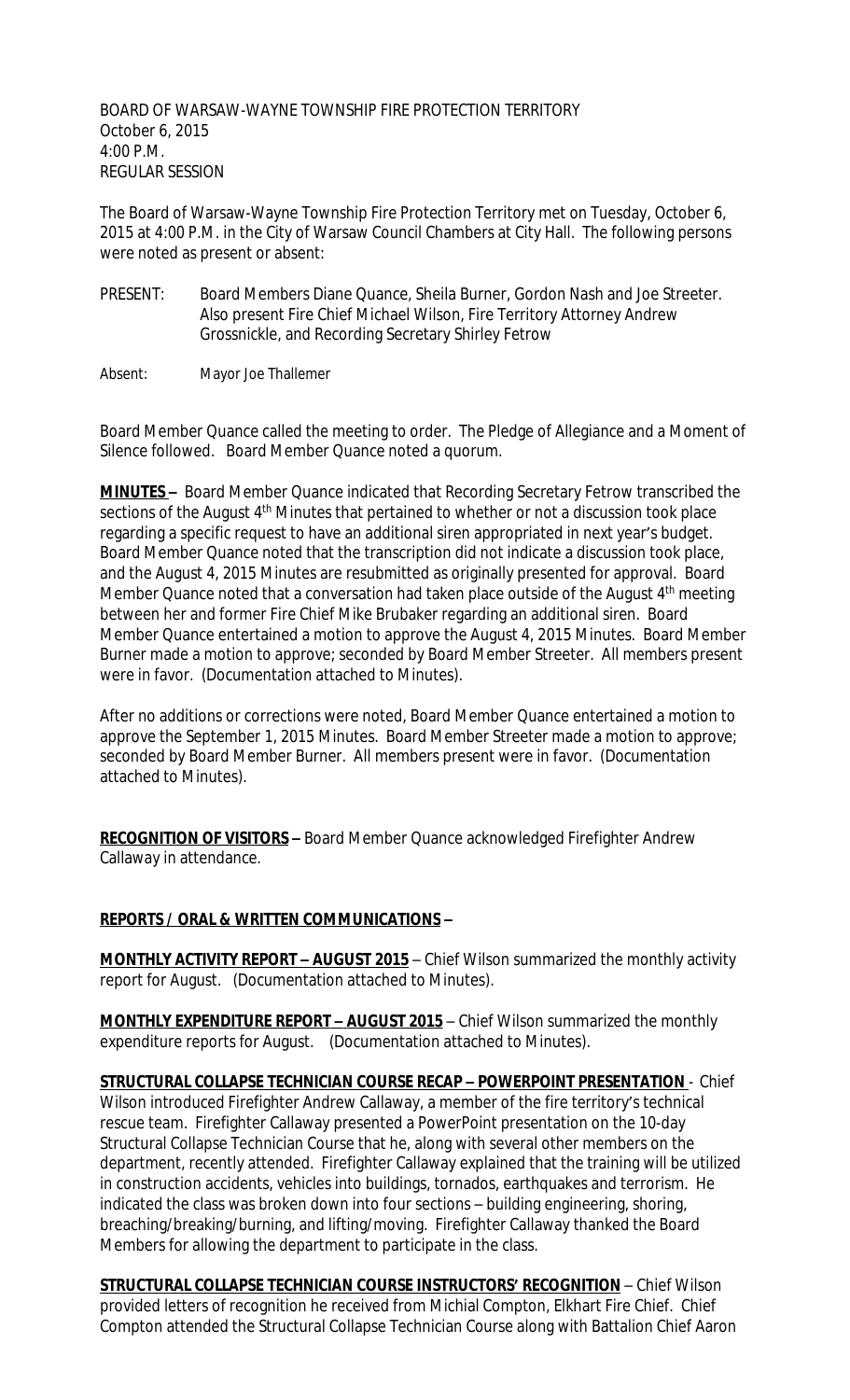BOARD OF WARSAW-WAYNE TOWNSHIP FIRE PROTECTION TERRITORY
October 6, 2015
4:00 P.M.
REGULAR SESSION

The Board of Warsaw-Wayne Township Fire Protection Territory met on Tuesday, October 6, 2015 at 4:00 P.M. in the City of Warsaw Council Chambers at City Hall. The following persons were noted as present or absent:

PRESENT: Board Members Diane Quance, Sheila Burner, Gordon Nash and Joe Streeter. Also present Fire Chief Michael Wilson, Fire Territory Attorney Andrew Grossnickle, and Recording Secretary Shirley Fetrow

Absent: Mayor Joe Thallemer

Board Member Quance called the meeting to order. The Pledge of Allegiance and a Moment of Silence followed. Board Member Quance noted a quorum.

**MINUTES –** Board Member Quance indicated that Recording Secretary Fetrow transcribed the sections of the August 4th Minutes that pertained to whether or not a discussion took place regarding a specific request to have an additional siren appropriated in next year's budget. Board Member Quance noted that the transcription did not indicate a discussion took place, and the August 4, 2015 Minutes are resubmitted as originally presented for approval. Board Member Quance noted that a conversation had taken place outside of the August 4th meeting between her and former Fire Chief Mike Brubaker regarding an additional siren. Board Member Quance entertained a motion to approve the August 4, 2015 Minutes. Board Member Burner made a motion to approve; seconded by Board Member Streeter. All members present were in favor. (Documentation attached to Minutes).

After no additions or corrections were noted, Board Member Quance entertained a motion to approve the September 1, 2015 Minutes. Board Member Streeter made a motion to approve; seconded by Board Member Burner. All members present were in favor. (Documentation attached to Minutes).

**RECOGNITION OF VISITORS –** Board Member Quance acknowledged Firefighter Andrew Callaway in attendance.

**REPORTS / ORAL & WRITTEN COMMUNICATIONS –**

**MONTHLY ACTIVITY REPORT – AUGUST 2015** – Chief Wilson summarized the monthly activity report for August. (Documentation attached to Minutes).

**MONTHLY EXPENDITURE REPORT – AUGUST 2015** – Chief Wilson summarized the monthly expenditure reports for August. (Documentation attached to Minutes).

**STRUCTURAL COLLAPSE TECHNICIAN COURSE RECAP – POWERPOINT PRESENTATION** - Chief Wilson introduced Firefighter Andrew Callaway, a member of the fire territory's technical rescue team. Firefighter Callaway presented a PowerPoint presentation on the 10-day Structural Collapse Technician Course that he, along with several other members on the department, recently attended. Firefighter Callaway explained that the training will be utilized in construction accidents, vehicles into buildings, tornados, earthquakes and terrorism. He indicated the class was broken down into four sections – building engineering, shoring, breaching/breaking/burning, and lifting/moving. Firefighter Callaway thanked the Board Members for allowing the department to participate in the class.

**STRUCTURAL COLLAPSE TECHNICIAN COURSE INSTRUCTORS' RECOGNITION** – Chief Wilson provided letters of recognition he received from Michial Compton, Elkhart Fire Chief. Chief Compton attended the Structural Collapse Technician Course along with Battalion Chief Aaron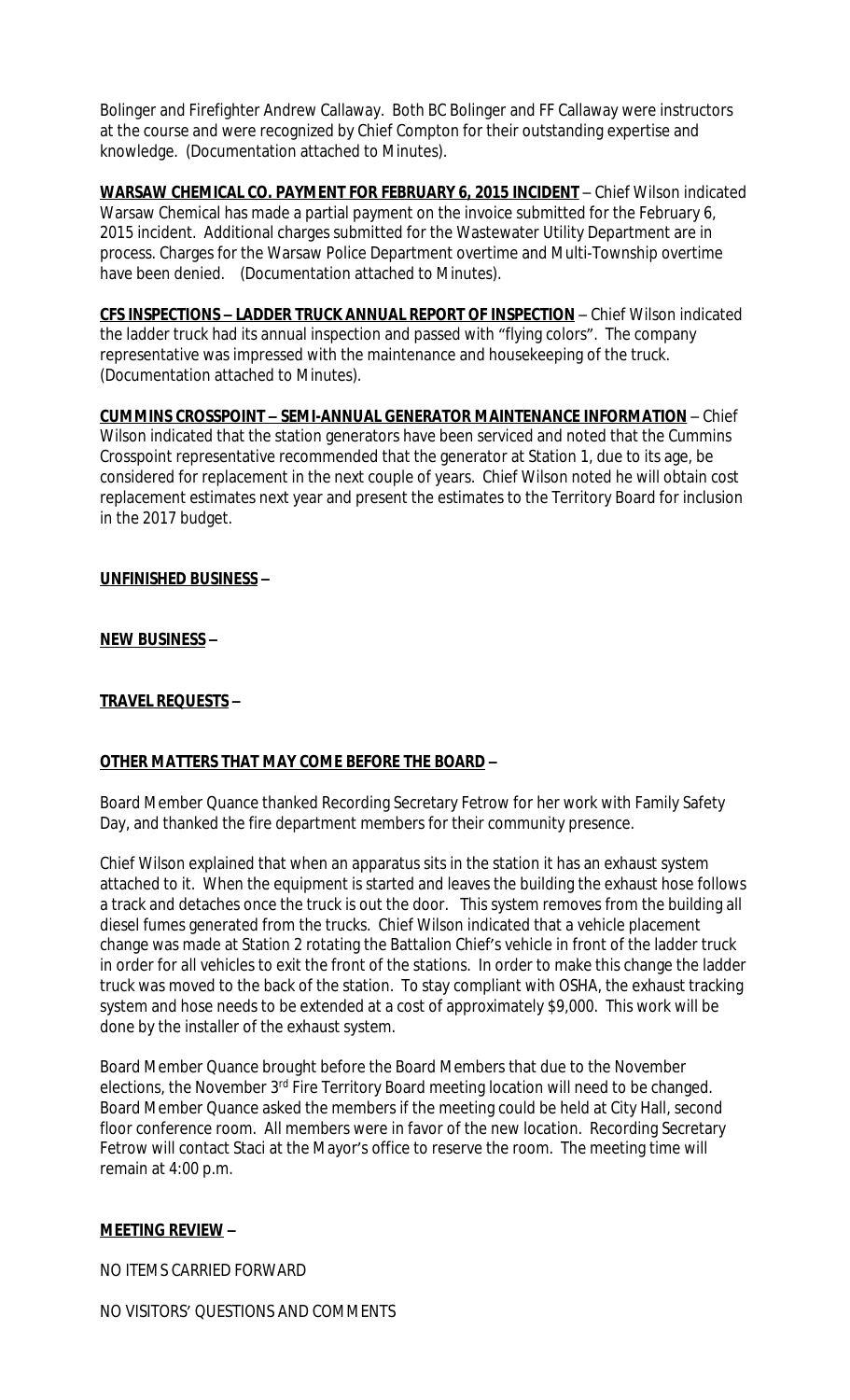Bolinger and Firefighter Andrew Callaway. Both BC Bolinger and FF Callaway were instructors at the course and were recognized by Chief Compton for their outstanding expertise and knowledge. (Documentation attached to Minutes).

**WARSAW CHEMICAL CO. PAYMENT FOR FEBRUARY 6, 2015 INCIDENT** – Chief Wilson indicated Warsaw Chemical has made a partial payment on the invoice submitted for the February 6, 2015 incident. Additional charges submitted for the Wastewater Utility Department are in process. Charges for the Warsaw Police Department overtime and Multi-Township overtime have been denied. (Documentation attached to Minutes).

**CFS INSPECTIONS – LADDER TRUCK ANNUAL REPORT OF INSPECTION** – Chief Wilson indicated the ladder truck had its annual inspection and passed with "flying colors". The company representative was impressed with the maintenance and housekeeping of the truck. (Documentation attached to Minutes).

**CUMMINS CROSSPOINT – SEMI-ANNUAL GENERATOR MAINTENANCE INFORMATION** – Chief Wilson indicated that the station generators have been serviced and noted that the Cummins Crosspoint representative recommended that the generator at Station 1, due to its age, be considered for replacement in the next couple of years. Chief Wilson noted he will obtain cost replacement estimates next year and present the estimates to the Territory Board for inclusion in the 2017 budget.

**UNFINISHED BUSINESS** –

**NEW BUSINESS** –

**TRAVEL REQUESTS** –

**OTHER MATTERS THAT MAY COME BEFORE THE BOARD** –

Board Member Quance thanked Recording Secretary Fetrow for her work with Family Safety Day, and thanked the fire department members for their community presence.

Chief Wilson explained that when an apparatus sits in the station it has an exhaust system attached to it. When the equipment is started and leaves the building the exhaust hose follows a track and detaches once the truck is out the door. This system removes from the building all diesel fumes generated from the trucks. Chief Wilson indicated that a vehicle placement change was made at Station 2 rotating the Battalion Chief's vehicle in front of the ladder truck in order for all vehicles to exit the front of the stations. In order to make this change the ladder truck was moved to the back of the station. To stay compliant with OSHA, the exhaust tracking system and hose needs to be extended at a cost of approximately $9,000. This work will be done by the installer of the exhaust system.

Board Member Quance brought before the Board Members that due to the November elections, the November 3rd Fire Territory Board meeting location will need to be changed. Board Member Quance asked the members if the meeting could be held at City Hall, second floor conference room. All members were in favor of the new location. Recording Secretary Fetrow will contact Staci at the Mayor's office to reserve the room. The meeting time will remain at 4:00 p.m.

**MEETING REVIEW** –

NO ITEMS CARRIED FORWARD

NO VISITORS' QUESTIONS AND COMMENTS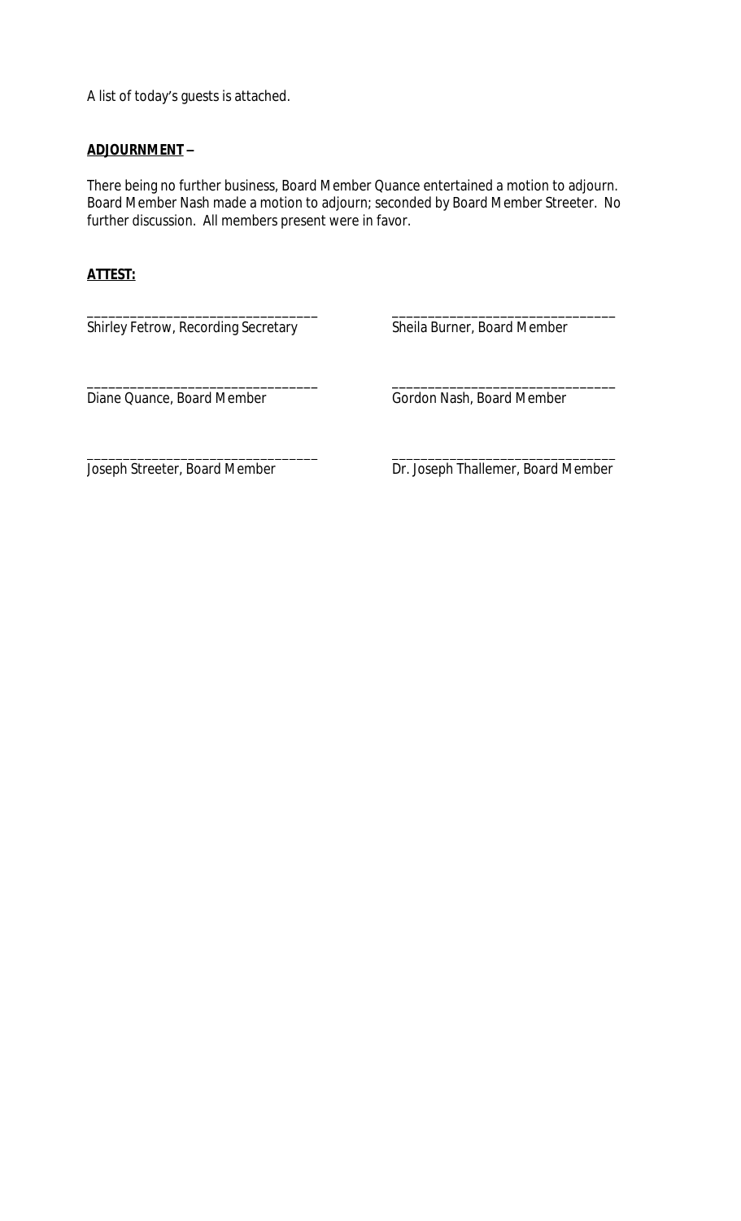A list of today's guests is attached.

**<u>ADJOURNMENT</u> –**

There being no further business, Board Member Quance entertained a motion to adjourn. Board Member Nash made a motion to adjourn; seconded by Board Member Streeter. No further discussion. All members present were in favor.

**<u>ATTEST:</u>**

| | |
|---|---|
| _______________________________ | _______________________________ |
| Shirley Fetrow, Recording Secretary | Sheila Burner, Board Member |
| _______________________________ | _______________________________ |
| Diane Quance, Board Member | Gordon Nash, Board Member |
| _______________________________ | _______________________________ |
| Joseph Streeter, Board Member | Dr. Joseph Thallemer, Board Member |